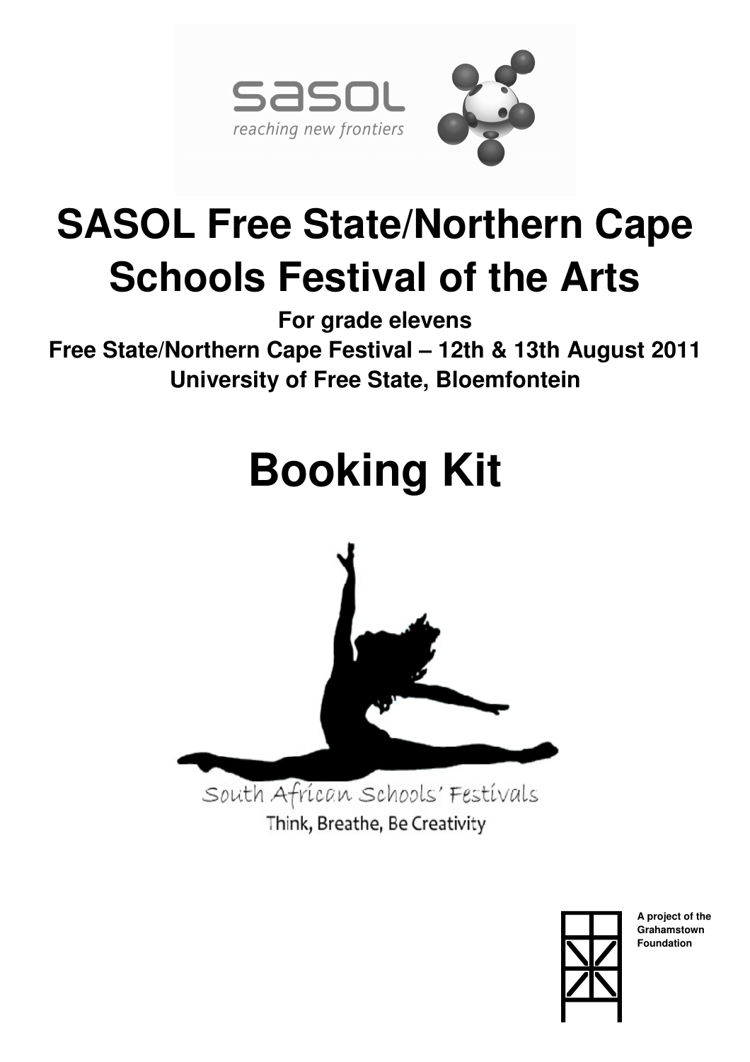sasol
reaching new frontiers

# SASOL Free State/Northern Cape Schools Festival of the Arts

**For grade elevens**

**Free State/Northern Cape Festival – 12th & 13th August 2011**

**University of Free State, Bloemfontein**

# Booking Kit

South African Schools' Festivals

Think, Breathe, Be Creativity

**A project of the Grahamstown Foundation**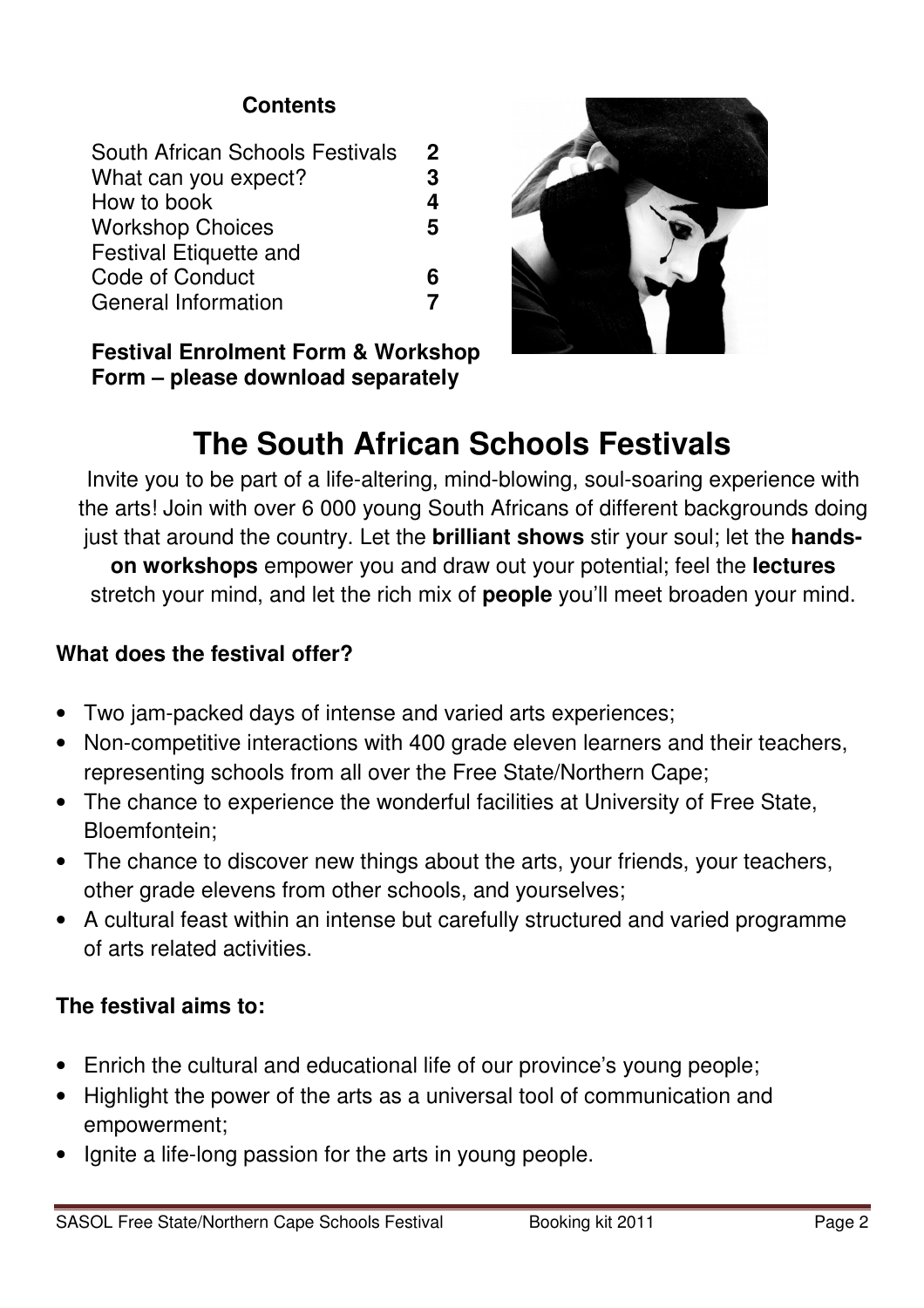**Contents**

| | |
|---|---|
| South African Schools Festivals | **2** |
| What can you expect? | **3** |
| How to book | **4** |
| Workshop Choices | **5** |
| Festival Etiquette and Code of Conduct | **6** |
| General Information | **7** |

**Festival Enrolment Form & Workshop Form – please download separately**

# The South African Schools Festivals

Invite you to be part of a life-altering, mind-blowing, soul-soaring experience with the arts! Join with over 6 000 young South Africans of different backgrounds doing just that around the country. Let the **brilliant shows** stir your soul; let the **hands-on workshops** empower you and draw out your potential; feel the **lectures** stretch your mind, and let the rich mix of **people** you'll meet broaden your mind.

### What does the festival offer?

- Two jam-packed days of intense and varied arts experiences;
- Non-competitive interactions with 400 grade eleven learners and their teachers, representing schools from all over the Free State/Northern Cape;
- The chance to experience the wonderful facilities at University of Free State, Bloemfontein;
- The chance to discover new things about the arts, your friends, your teachers, other grade elevens from other schools, and yourselves;
- A cultural feast within an intense but carefully structured and varied programme of arts related activities.

### The festival aims to:

- Enrich the cultural and educational life of our province's young people;
- Highlight the power of the arts as a universal tool of communication and empowerment;
- Ignite a life-long passion for the arts in young people.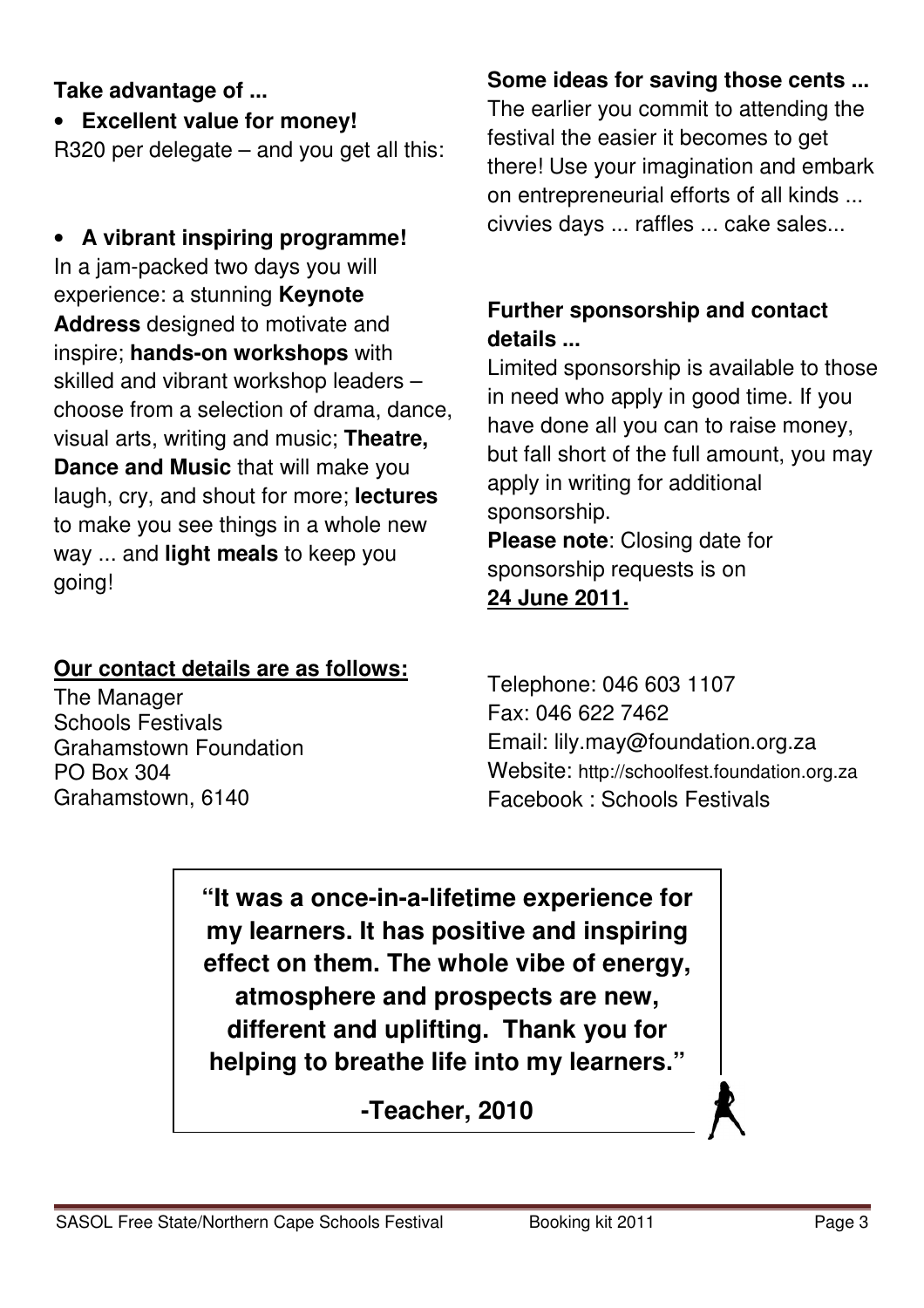**Take advantage of ...**

- **Excellent value for money!**

R320 per delegate – and you get all this:

- **A vibrant inspiring programme!**

In a jam-packed two days you will experience: a stunning **Keynote Address** designed to motivate and inspire; **hands-on workshops** with skilled and vibrant workshop leaders – choose from a selection of drama, dance, visual arts, writing and music; **Theatre, Dance and Music** that will make you laugh, cry, and shout for more; **lectures** to make you see things in a whole new way ... and **light meals** to keep you going!

**Some ideas for saving those cents ...**

The earlier you commit to attending the festival the easier it becomes to get there! Use your imagination and embark on entrepreneurial efforts of all kinds ... civvies days ... raffles ... cake sales...

**Further sponsorship and contact details ...**

Limited sponsorship is available to those in need who apply in good time. If you have done all you can to raise money, but fall short of the full amount, you may apply in writing for additional sponsorship.

**Please note**: Closing date for sponsorship requests is on **24 June 2011.**

**Our contact details are as follows:**

The Manager
Schools Festivals
Grahamstown Foundation
PO Box 304
Grahamstown, 6140

Telephone: 046 603 1107
Fax: 046 622 7462
Email: lily.may@foundation.org.za
Website: http://schoolfest.foundation.org.za
Facebook : Schools Festivals

> **"It was a once-in-a-lifetime experience for my learners. It has positive and inspiring effect on them. The whole vibe of energy, atmosphere and prospects are new, different and uplifting. Thank you for helping to breathe life into my learners."**
>
> **-Teacher, 2010**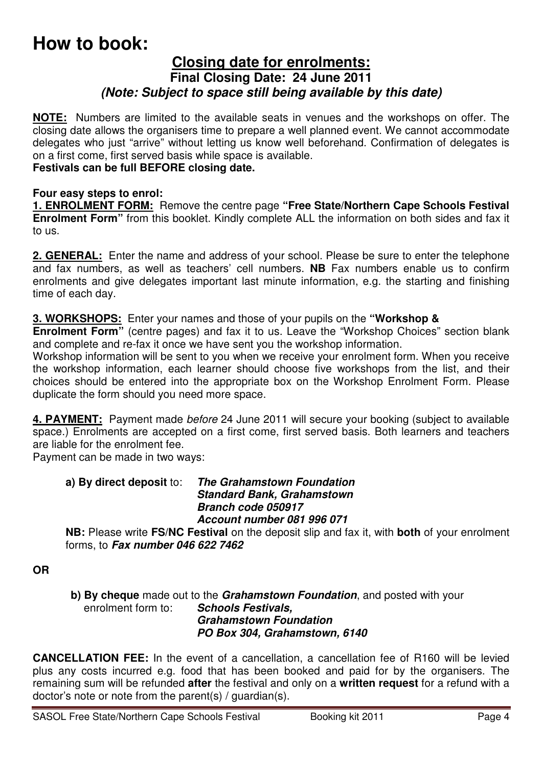# How to book:

## Closing date for enrolments:

### Final Closing Date: 24 June 2011

### *(Note: Subject to space still being available by this date)*

**NOTE:** Numbers are limited to the available seats in venues and the workshops on offer. The closing date allows the organisers time to prepare a well planned event. We cannot accommodate delegates who just "arrive" without letting us know well beforehand. Confirmation of delegates is on a first come, first served basis while space is available.
**Festivals can be full BEFORE closing date.**

**Four easy steps to enrol:**

**1. ENROLMENT FORM:** Remove the centre page **"Free State/Northern Cape Schools Festival Enrolment Form"** from this booklet. Kindly complete ALL the information on both sides and fax it to us.

**2. GENERAL:** Enter the name and address of your school. Please be sure to enter the telephone and fax numbers, as well as teachers' cell numbers. **NB** Fax numbers enable us to confirm enrolments and give delegates important last minute information, e.g. the starting and finishing time of each day.

**3. WORKSHOPS:** Enter your names and those of your pupils on the **"Workshop & Enrolment Form"** (centre pages) and fax it to us. Leave the "Workshop Choices" section blank and complete and re-fax it once we have sent you the workshop information.
Workshop information will be sent to you when we receive your enrolment form. When you receive the workshop information, each learner should choose five workshops from the list, and their choices should be entered into the appropriate box on the Workshop Enrolment Form. Please duplicate the form should you need more space.

**4. PAYMENT:** Payment made *before* 24 June 2011 will secure your booking (subject to available space.) Enrolments are accepted on a first come, first served basis. Both learners and teachers are liable for the enrolment fee.
Payment can be made in two ways:

**a) By direct deposit** to: ***The Grahamstown Foundation***
***Standard Bank, Grahamstown***
***Branch code 050917***
***Account number 081 996 071***

**NB:** Please write **FS/NC Festival** on the deposit slip and fax it, with **both** of your enrolment forms, to ***Fax number 046 622 7462***

**OR**

**b) By cheque** made out to the ***Grahamstown Foundation***, and posted with your enrolment form to: ***Schools Festivals,***
***Grahamstown Foundation***
***PO Box 304, Grahamstown, 6140***

**CANCELLATION FEE:** In the event of a cancellation, a cancellation fee of R160 will be levied plus any costs incurred e.g. food that has been booked and paid for by the organisers. The remaining sum will be refunded **after** the festival and only on a **written request** for a refund with a doctor's note or note from the parent(s) / guardian(s).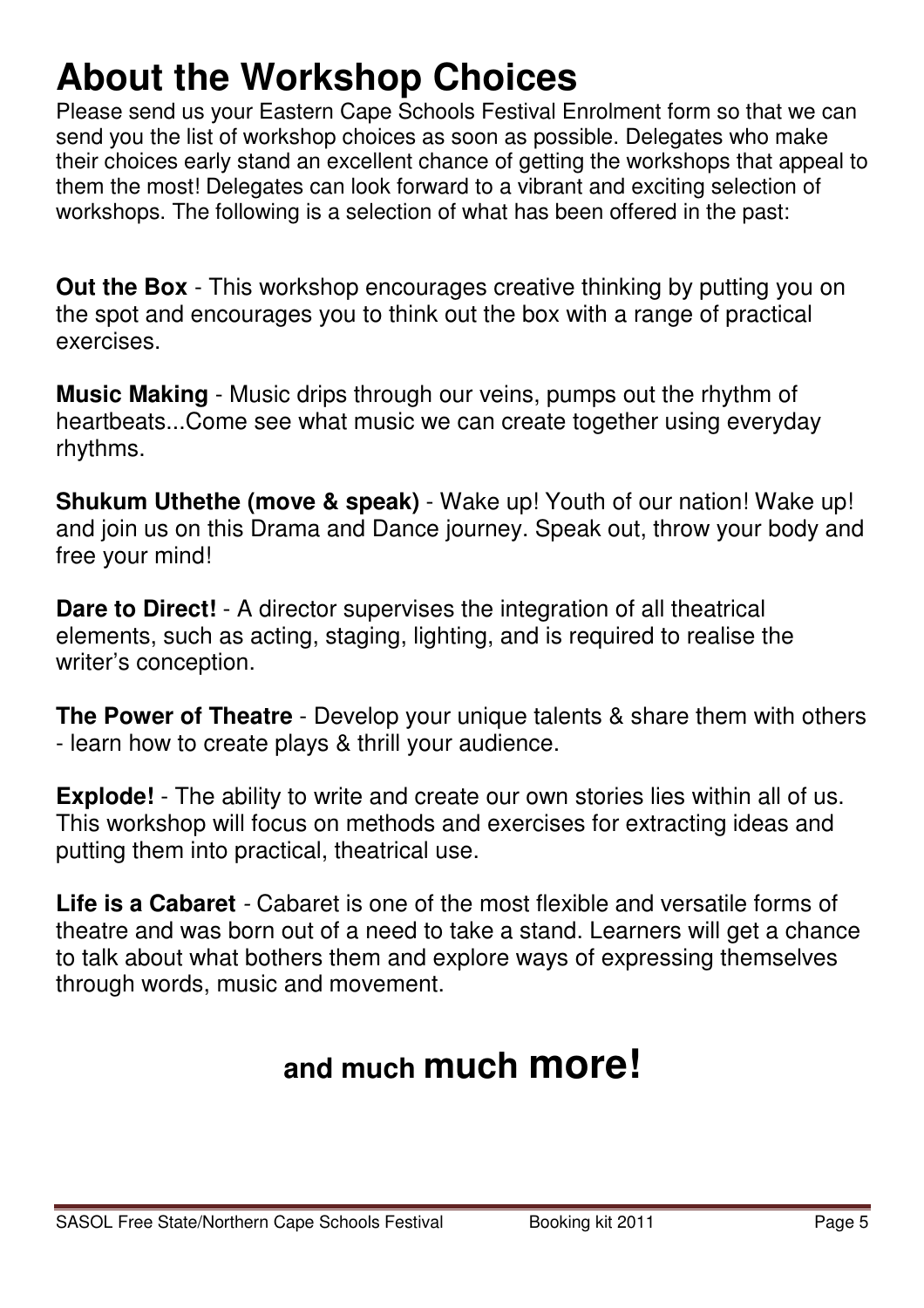# About the Workshop Choices

Please send us your Eastern Cape Schools Festival Enrolment form so that we can send you the list of workshop choices as soon as possible. Delegates who make their choices early stand an excellent chance of getting the workshops that appeal to them the most! Delegates can look forward to a vibrant and exciting selection of workshops. The following is a selection of what has been offered in the past:

**Out the Box** - This workshop encourages creative thinking by putting you on the spot and encourages you to think out the box with a range of practical exercises.

**Music Making** - Music drips through our veins, pumps out the rhythm of heartbeats...Come see what music we can create together using everyday rhythms.

**Shukum Uthethe (move & speak)** - Wake up! Youth of our nation! Wake up! and join us on this Drama and Dance journey. Speak out, throw your body and free your mind!

**Dare to Direct!** - A director supervises the integration of all theatrical elements, such as acting, staging, lighting, and is required to realise the writer's conception.

**The Power of Theatre** - Develop your unique talents & share them with others - learn how to create plays & thrill your audience.

**Explode!** - The ability to write and create our own stories lies within all of us. This workshop will focus on methods and exercises for extracting ideas and putting them into practical, theatrical use.

**Life is a Cabaret** - Cabaret is one of the most flexible and versatile forms of theatre and was born out of a need to take a stand. Learners will get a chance to talk about what bothers them and explore ways of expressing themselves through words, music and movement.

## and much much more!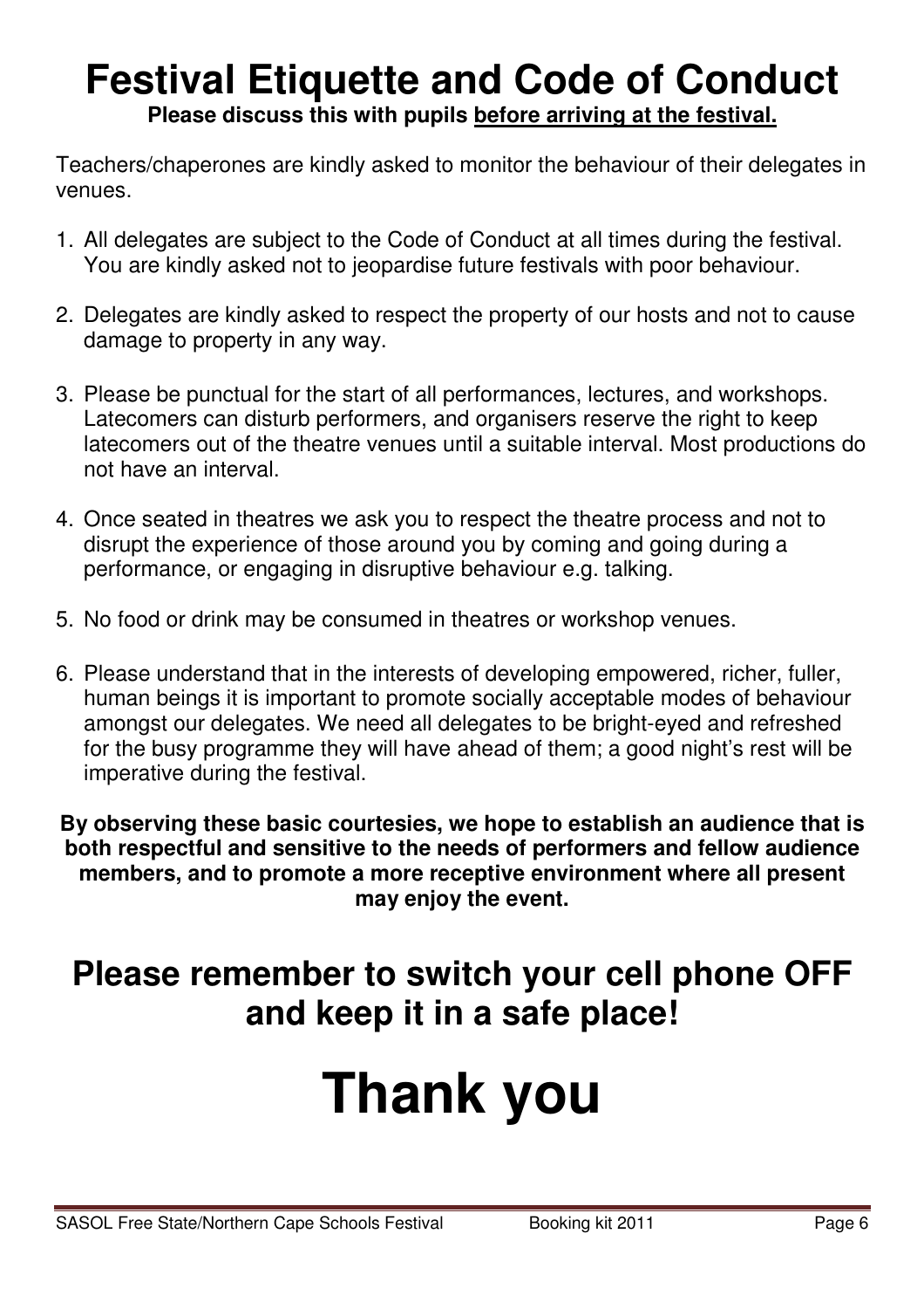# Festival Etiquette and Code of Conduct

**Please discuss this with pupils before arriving at the festival.**

Teachers/chaperones are kindly asked to monitor the behaviour of their delegates in venues.

1. All delegates are subject to the Code of Conduct at all times during the festival. You are kindly asked not to jeopardise future festivals with poor behaviour.

2. Delegates are kindly asked to respect the property of our hosts and not to cause damage to property in any way.

3. Please be punctual for the start of all performances, lectures, and workshops. Latecomers can disturb performers, and organisers reserve the right to keep latecomers out of the theatre venues until a suitable interval. Most productions do not have an interval.

4. Once seated in theatres we ask you to respect the theatre process and not to disrupt the experience of those around you by coming and going during a performance, or engaging in disruptive behaviour e.g. talking.

5. No food or drink may be consumed in theatres or workshop venues.

6. Please understand that in the interests of developing empowered, richer, fuller, human beings it is important to promote socially acceptable modes of behaviour amongst our delegates. We need all delegates to be bright-eyed and refreshed for the busy programme they will have ahead of them; a good night's rest will be imperative during the festival.

**By observing these basic courtesies, we hope to establish an audience that is both respectful and sensitive to the needs of performers and fellow audience members, and to promote a more receptive environment where all present may enjoy the event.**

## Please remember to switch your cell phone OFF and keep it in a safe place!

# Thank you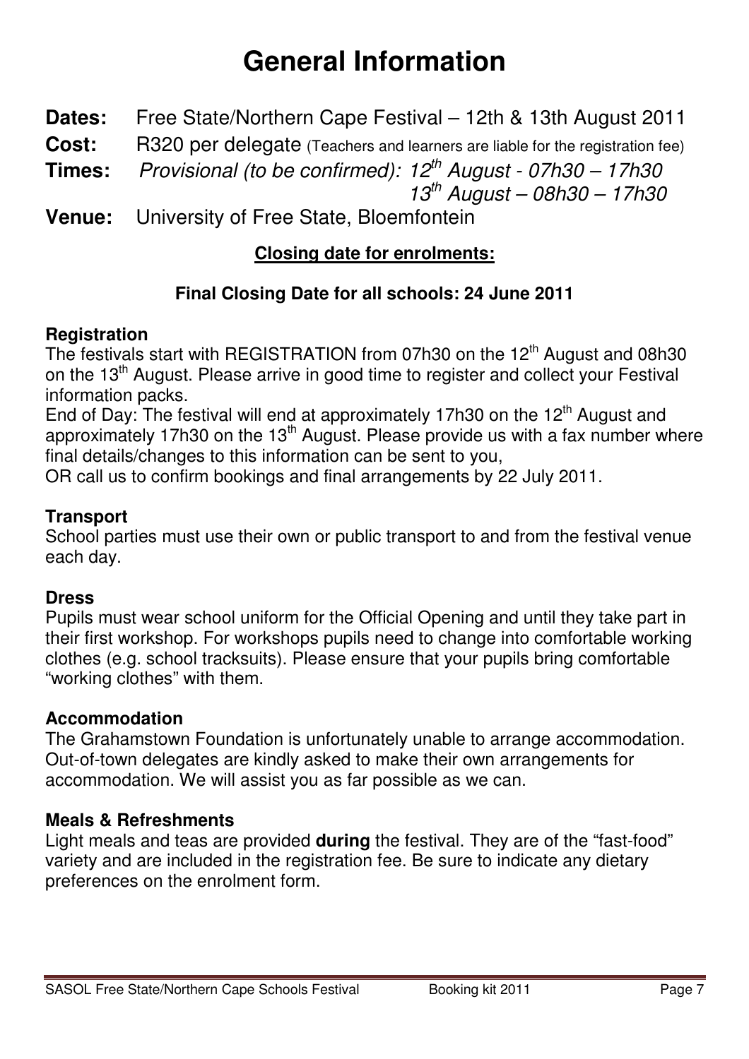# General Information

**Dates:** Free State/Northern Cape Festival – 12th & 13th August 2011

**Cost:** R320 per delegate (Teachers and learners are liable for the registration fee)

**Times:** *Provisional (to be confirmed): 12th August - 07h30 – 17h30*
*13th August – 08h30 – 17h30*

**Venue:** University of Free State, Bloemfontein

**Closing date for enrolments:**

**Final Closing Date for all schools: 24 June 2011**

**Registration**

The festivals start with REGISTRATION from 07h30 on the 12th August and 08h30 on the 13th August. Please arrive in good time to register and collect your Festival information packs.

End of Day: The festival will end at approximately 17h30 on the 12th August and approximately 17h30 on the 13th August. Please provide us with a fax number where final details/changes to this information can be sent to you,

OR call us to confirm bookings and final arrangements by 22 July 2011.

**Transport**

School parties must use their own or public transport to and from the festival venue each day.

**Dress**

Pupils must wear school uniform for the Official Opening and until they take part in their first workshop. For workshops pupils need to change into comfortable working clothes (e.g. school tracksuits). Please ensure that your pupils bring comfortable "working clothes" with them.

**Accommodation**

The Grahamstown Foundation is unfortunately unable to arrange accommodation. Out-of-town delegates are kindly asked to make their own arrangements for accommodation. We will assist you as far possible as we can.

**Meals & Refreshments**

Light meals and teas are provided **during** the festival. They are of the "fast-food" variety and are included in the registration fee. Be sure to indicate any dietary preferences on the enrolment form.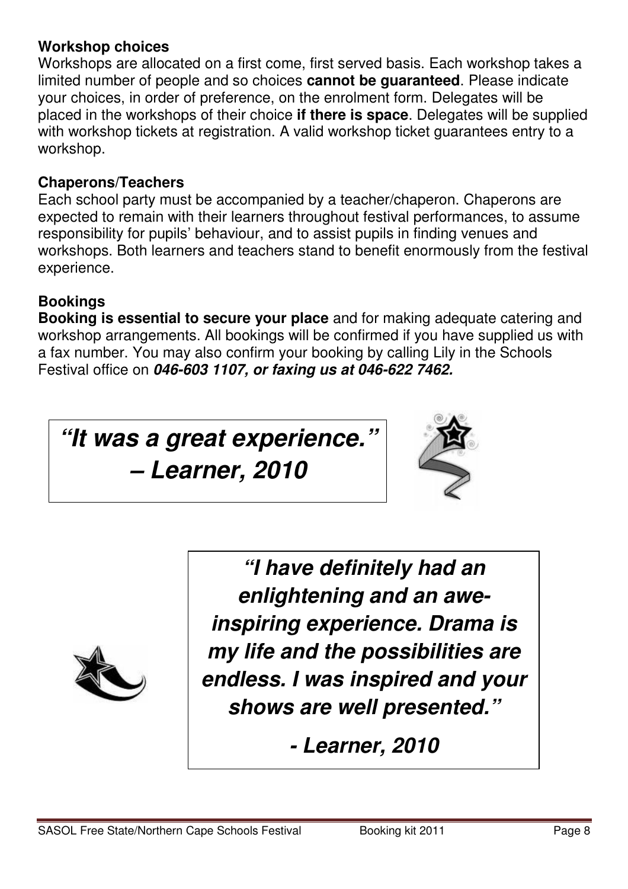**Workshop choices**

Workshops are allocated on a first come, first served basis. Each workshop takes a limited number of people and so choices **cannot be guaranteed**. Please indicate your choices, in order of preference, on the enrolment form. Delegates will be placed in the workshops of their choice **if there is space**. Delegates will be supplied with workshop tickets at registration. A valid workshop ticket guarantees entry to a workshop.

**Chaperons/Teachers**

Each school party must be accompanied by a teacher/chaperon. Chaperons are expected to remain with their learners throughout festival performances, to assume responsibility for pupils' behaviour, and to assist pupils in finding venues and workshops. Both learners and teachers stand to benefit enormously from the festival experience.

**Bookings**

**Booking is essential to secure your place** and for making adequate catering and workshop arrangements. All bookings will be confirmed if you have supplied us with a fax number. You may also confirm your booking by calling Lily in the Schools Festival office on ***046-603 1107, or faxing us at 046-622 7462.***

***"It was a great experience." – Learner, 2010***

***"I have definitely had an enlightening and an awe-inspiring experience. Drama is my life and the possibilities are endless. I was inspired and your shows are well presented."***

***- Learner, 2010***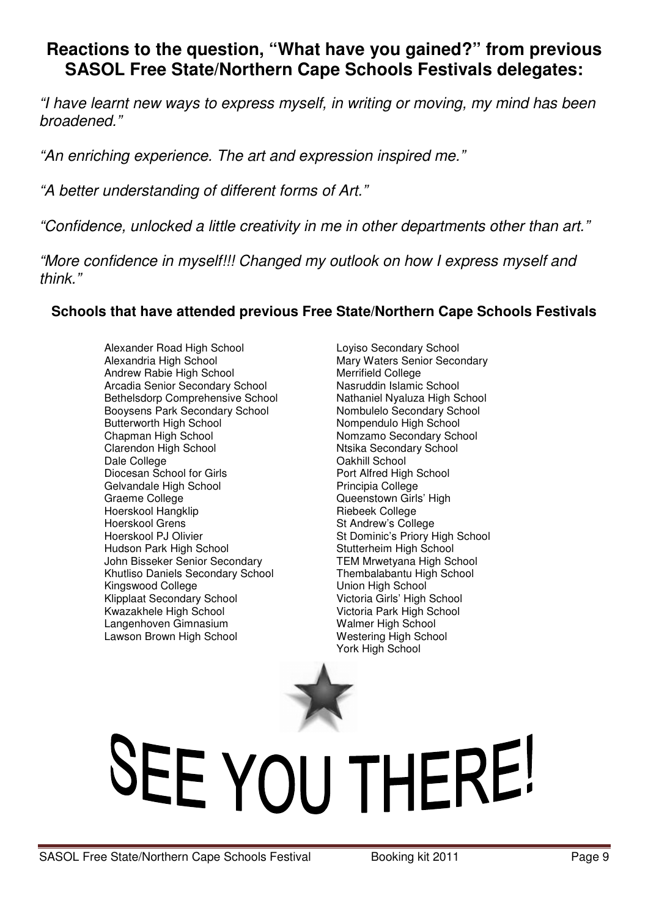## Reactions to the question, "What have you gained?" from previous SASOL Free State/Northern Cape Schools Festivals delegates:

*"I have learnt new ways to express myself, in writing or moving, my mind has been broadened."*

*"An enriching experience. The art and expression inspired me."*

*"A better understanding of different forms of Art."*

*"Confidence, unlocked a little creativity in me in other departments other than art."*

*"More confidence in myself!!! Changed my outlook on how I express myself and think."*

### Schools that have attended previous Free State/Northern Cape Schools Festivals

Alexander Road High School
Alexandria High School
Andrew Rabie High School
Arcadia Senior Secondary School
Bethelsdorp Comprehensive School
Booysens Park Secondary School
Butterworth High School
Chapman High School
Clarendon High School
Dale College
Diocesan School for Girls
Gelvandale High School
Graeme College
Hoerskool Hangklip
Hoerskool Grens
Hoerskool PJ Olivier
Hudson Park High School
John Bisseker Senior Secondary
Khutliso Daniels Secondary School
Kingswood College
Klipplaat Secondary School
Kwazakhele High School
Langenhoven Gimnasium
Lawson Brown High School
Loyiso Secondary School
Mary Waters Senior Secondary
Merrifield College
Nasruddin Islamic School
Nathaniel Nyaluza High School
Nombulelo Secondary School
Nompendulo High School
Nomzamo Secondary School
Ntsika Secondary School
Oakhill School
Port Alfred High School
Principia College
Queenstown Girls' High
Riebeek College
St Andrew's College
St Dominic's Priory High School
Stutterheim High School
TEM Mrwetyana High School
Thembalabantu High School
Union High School
Victoria Girls' High School
Victoria Park High School
Walmer High School
Westering High School
York High School

# SEE YOU THERE!